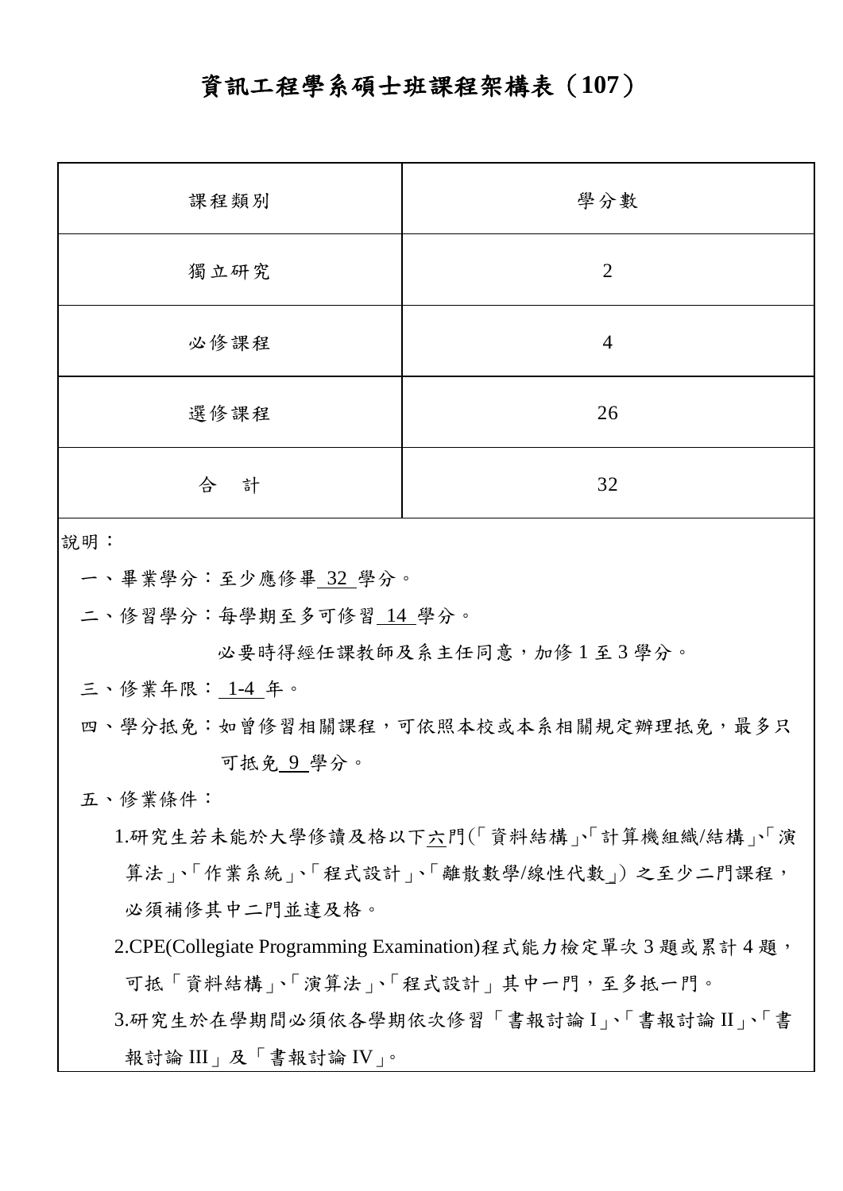# 資訊工程學系碩士班課程架構表（107）

| 課程類別 | 學分數 |
|---|---|
| 獨立研究 | 2 |
| 必修課程 | 4 |
| 選修課程 | 26 |
| 合　計 | 32 |

說明：

一、畢業學分：至少應修畢 32 學分。

二、修習學分：每學期至多可修習 14 學分。

必要時得經任課教師及系主任同意，加修 1 至 3 學分。

三、修業年限： 1-4 年。

四、學分抵免：如曾修習相關課程，可依照本校或本系相關規定辦理抵免，最多只可抵免 9 學分。

五、修業條件：

1.研究生若未能於大學修讀及格以下六門(「資料結構」、「計算機組織/結構」、「演算法」、「作業系統」、「程式設計」、「離散數學/線性代數」) 之至少二門課程，必須補修其中二門並達及格。

2.CPE(Collegiate Programming Examination)程式能力檢定單次 3 題或累計 4 題，可抵「資料結構」、「演算法」、「程式設計」其中一門，至多抵一門。

3.研究生於在學期間必須依各學期依次修習「書報討論 I」、「書報討論 II」、「書報討論 III」及「書報討論 IV」。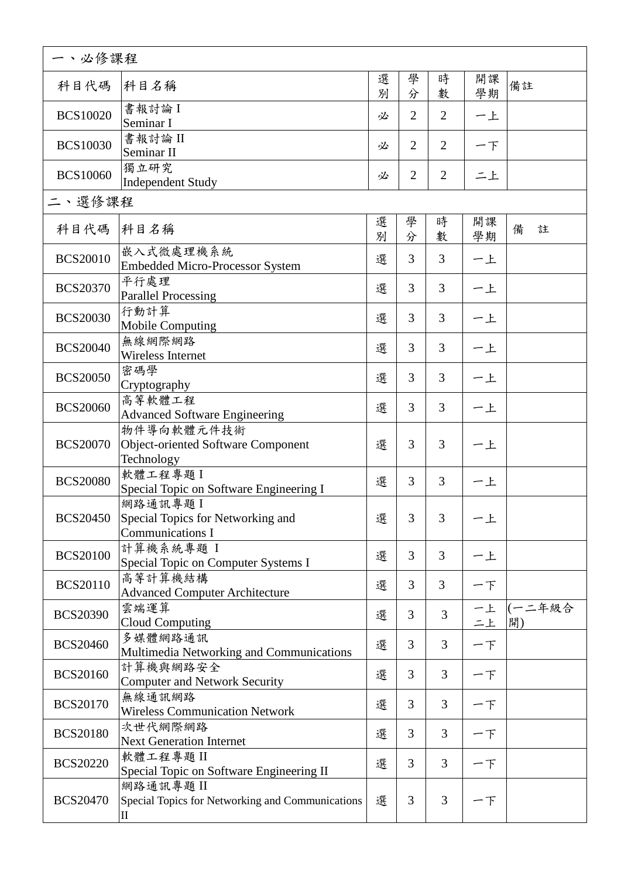## 一、必修課程

| 科目代碼 | 科目名稱 | 選別 | 學分 | 時數 | 開課學期 | 備註 |
|---|---|---|---|---|---|---|
| BCS10020 | 書報討論 I<br>Seminar I | 必 | 2 | 2 | 一上 | |
| BCS10030 | 書報討論 II<br>Seminar II | 必 | 2 | 2 | 一下 | |
| BCS10060 | 獨立研究<br>Independent Study | 必 | 2 | 2 | 二上 | |

## 二、選修課程

| 科目代碼 | 科目名稱 | 選別 | 學分 | 時數 | 開課學期 | 備　註 |
|---|---|---|---|---|---|---|
| BCS20010 | 嵌入式微處理機系統<br>Embedded Micro-Processor System | 選 | 3 | 3 | 一上 | |
| BCS20370 | 平行處理<br>Parallel Processing | 選 | 3 | 3 | 一上 | |
| BCS20030 | 行動計算<br>Mobile Computing | 選 | 3 | 3 | 一上 | |
| BCS20040 | 無線網際網路<br>Wireless Internet | 選 | 3 | 3 | 一上 | |
| BCS20050 | 密碼學<br>Cryptography | 選 | 3 | 3 | 一上 | |
| BCS20060 | 高等軟體工程<br>Advanced Software Engineering | 選 | 3 | 3 | 一上 | |
| BCS20070 | 物件導向軟體元件技術<br>Object-oriented Software Component Technology | 選 | 3 | 3 | 一上 | |
| BCS20080 | 軟體工程專題 I<br>Special Topic on Software Engineering I | 選 | 3 | 3 | 一上 | |
| BCS20450 | 網路通訊專題 I<br>Special Topics for Networking and Communications I | 選 | 3 | 3 | 一上 | |
| BCS20100 | 計算機系統專題 I<br>Special Topic on Computer Systems I | 選 | 3 | 3 | 一上 | |
| BCS20110 | 高等計算機結構<br>Advanced Computer Architecture | 選 | 3 | 3 | 一下 | |
| BCS20390 | 雲端運算<br>Cloud Computing | 選 | 3 | 3 | 一上<br>二上 | (一二年級合開) |
| BCS20460 | 多媒體網路通訊<br>Multimedia Networking and Communications | 選 | 3 | 3 | 一下 | |
| BCS20160 | 計算機與網路安全<br>Computer and Network Security | 選 | 3 | 3 | 一下 | |
| BCS20170 | 無線通訊網路<br>Wireless Communication Network | 選 | 3 | 3 | 一下 | |
| BCS20180 | 次世代網際網路<br>Next Generation Internet | 選 | 3 | 3 | 一下 | |
| BCS20220 | 軟體工程專題 II<br>Special Topic on Software Engineering II | 選 | 3 | 3 | 一下 | |
| BCS20470 | 網路通訊專題 II<br>Special Topics for Networking and Communications II | 選 | 3 | 3 | 一下 | |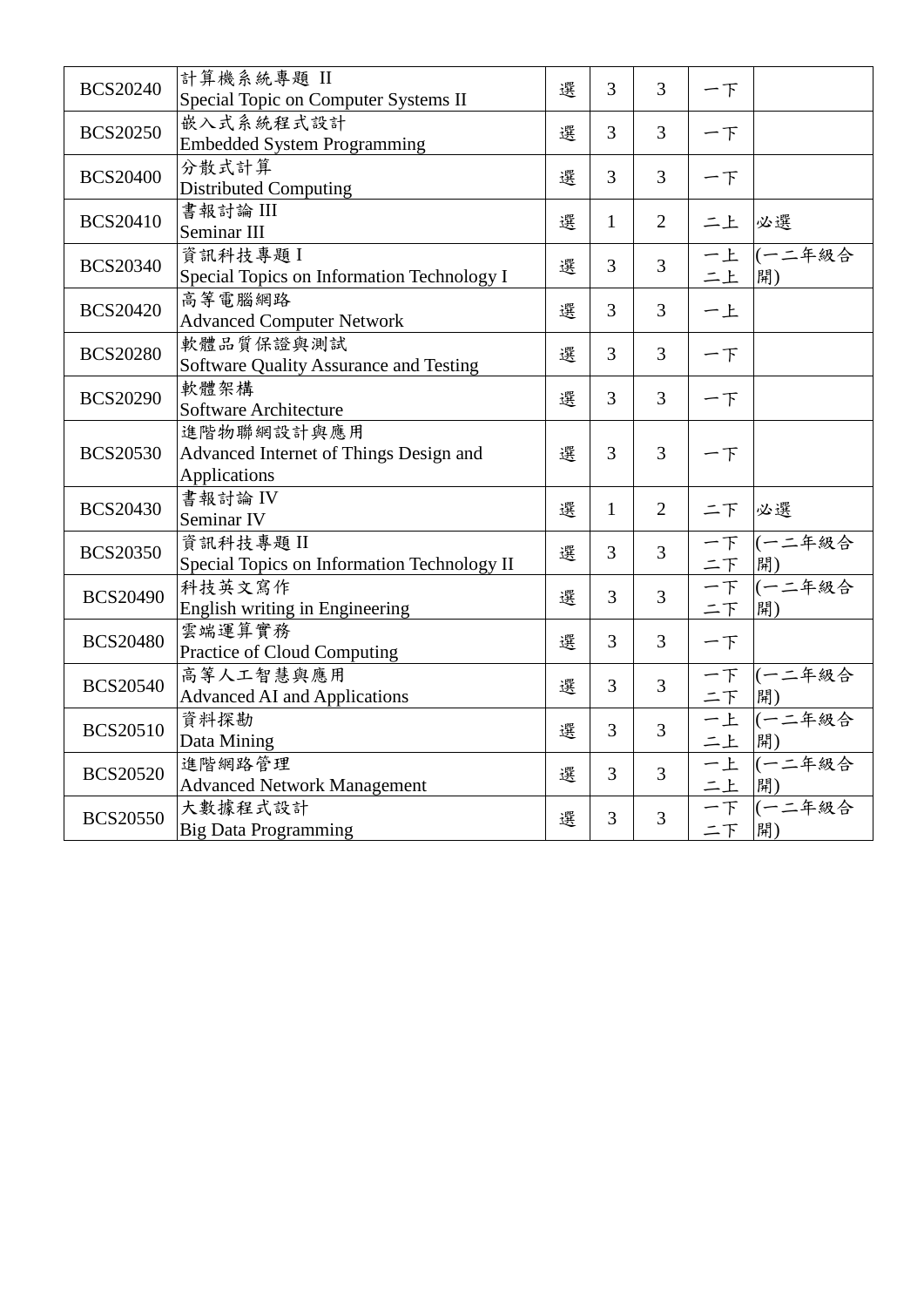| | | | | | | |
|---|---|---|---|---|---|---|
| BCS20240 | 計算機系統專題 II<br>Special Topic on Computer Systems II | 選 | 3 | 3 | 一下 | |
| BCS20250 | 嵌入式系統程式設計<br>Embedded System Programming | 選 | 3 | 3 | 一下 | |
| BCS20400 | 分散式計算<br>Distributed Computing | 選 | 3 | 3 | 一下 | |
| BCS20410 | 書報討論 III<br>Seminar III | 選 | 1 | 2 | 二上 | 必選 |
| BCS20340 | 資訊科技專題 I<br>Special Topics on Information Technology I | 選 | 3 | 3 | 一上<br>二上 | (一二年級合開) |
| BCS20420 | 高等電腦網路<br>Advanced Computer Network | 選 | 3 | 3 | 一上 | |
| BCS20280 | 軟體品質保證與測試<br>Software Quality Assurance and Testing | 選 | 3 | 3 | 一下 | |
| BCS20290 | 軟體架構<br>Software Architecture | 選 | 3 | 3 | 一下 | |
| BCS20530 | 進階物聯網設計與應用<br>Advanced Internet of Things Design and Applications | 選 | 3 | 3 | 一下 | |
| BCS20430 | 書報討論 IV<br>Seminar IV | 選 | 1 | 2 | 二下 | 必選 |
| BCS20350 | 資訊科技專題 II<br>Special Topics on Information Technology II | 選 | 3 | 3 | 一下<br>二下 | (一二年級合開) |
| BCS20490 | 科技英文寫作<br>English writing in Engineering | 選 | 3 | 3 | 一下<br>二下 | (一二年級合開) |
| BCS20480 | 雲端運算實務<br>Practice of Cloud Computing | 選 | 3 | 3 | 一下 | |
| BCS20540 | 高等人工智慧與應用<br>Advanced AI and Applications | 選 | 3 | 3 | 一下<br>二下 | (一二年級合開) |
| BCS20510 | 資料探勘<br>Data Mining | 選 | 3 | 3 | 一上<br>二上 | (一二年級合開) |
| BCS20520 | 進階網路管理<br>Advanced Network Management | 選 | 3 | 3 | 一上<br>二上 | (一二年級合開) |
| BCS20550 | 大數據程式設計<br>Big Data Programming | 選 | 3 | 3 | 一下<br>二下 | (一二年級合開) |